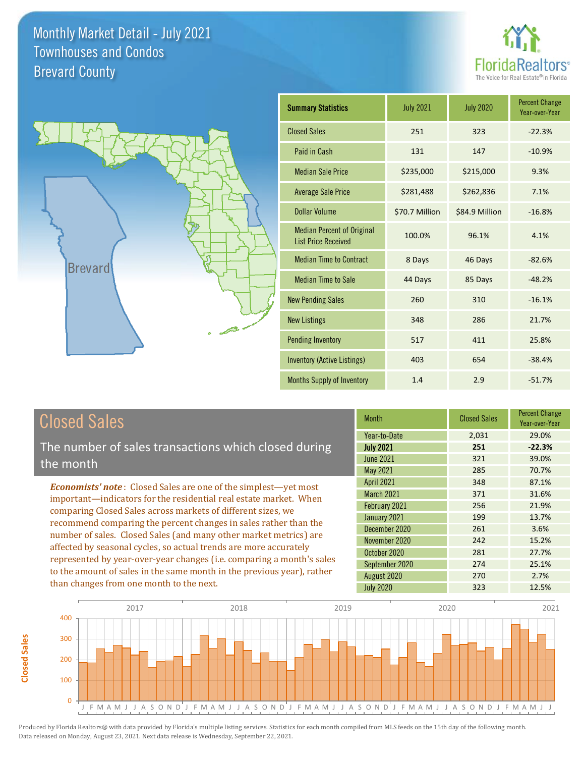# Monthly Market Detail - July 2021
## Townhouses and Condos
## Brevard County

FloridaRealtors® The Voice for Real Estate® in Florida

| Summary Statistics | July 2021 | July 2020 | Percent Change Year-over-Year |
|---|---|---|---|
| Closed Sales | 251 | 323 | -22.3% |
| Paid in Cash | 131 | 147 | -10.9% |
| Median Sale Price | $235,000 | $215,000 | 9.3% |
| Average Sale Price | $281,488 | $262,836 | 7.1% |
| Dollar Volume | $70.7 Million | $84.9 Million | -16.8% |
| Median Percent of Original List Price Received | 100.0% | 96.1% | 4.1% |
| Median Time to Contract | 8 Days | 46 Days | -82.6% |
| Median Time to Sale | 44 Days | 85 Days | -48.2% |
| New Pending Sales | 260 | 310 | -16.1% |
| New Listings | 348 | 286 | 21.7% |
| Pending Inventory | 517 | 411 | 25.8% |
| Inventory (Active Listings) | 403 | 654 | -38.4% |
| Months Supply of Inventory | 1.4 | 2.9 | -51.7% |

## Closed Sales

The number of sales transactions which closed during the month

*Economists' note*: Closed Sales are one of the simplest—yet most important—indicators for the residential real estate market. When comparing Closed Sales across markets of different sizes, we recommend comparing the percent changes in sales rather than the number of sales. Closed Sales (and many other market metrics) are affected by seasonal cycles, so actual trends are more accurately represented by year-over-year changes (i.e. comparing a month's sales to the amount of sales in the same month in the previous year), rather than changes from one month to the next.

| Month | Closed Sales | Percent Change Year-over-Year |
|---|---|---|
| Year-to-Date | 2,031 | 29.0% |
| **July 2021** | **251** | **-22.3%** |
| June 2021 | 321 | 39.0% |
| May 2021 | 285 | 70.7% |
| April 2021 | 348 | 87.1% |
| March 2021 | 371 | 31.6% |
| February 2021 | 256 | 21.9% |
| January 2021 | 199 | 13.7% |
| December 2020 | 261 | 3.6% |
| November 2020 | 242 | 15.2% |
| October 2020 | 281 | 27.7% |
| September 2020 | 274 | 25.1% |
| August 2020 | 270 | 2.7% |
| July 2020 | 323 | 12.5% |

Produced by Florida Realtors® with data provided by Florida's multiple listing services. Statistics for each month compiled from MLS feeds on the 15th day of the following month. Data released on Monday, August 23, 2021. Next data release is Wednesday, September 22, 2021.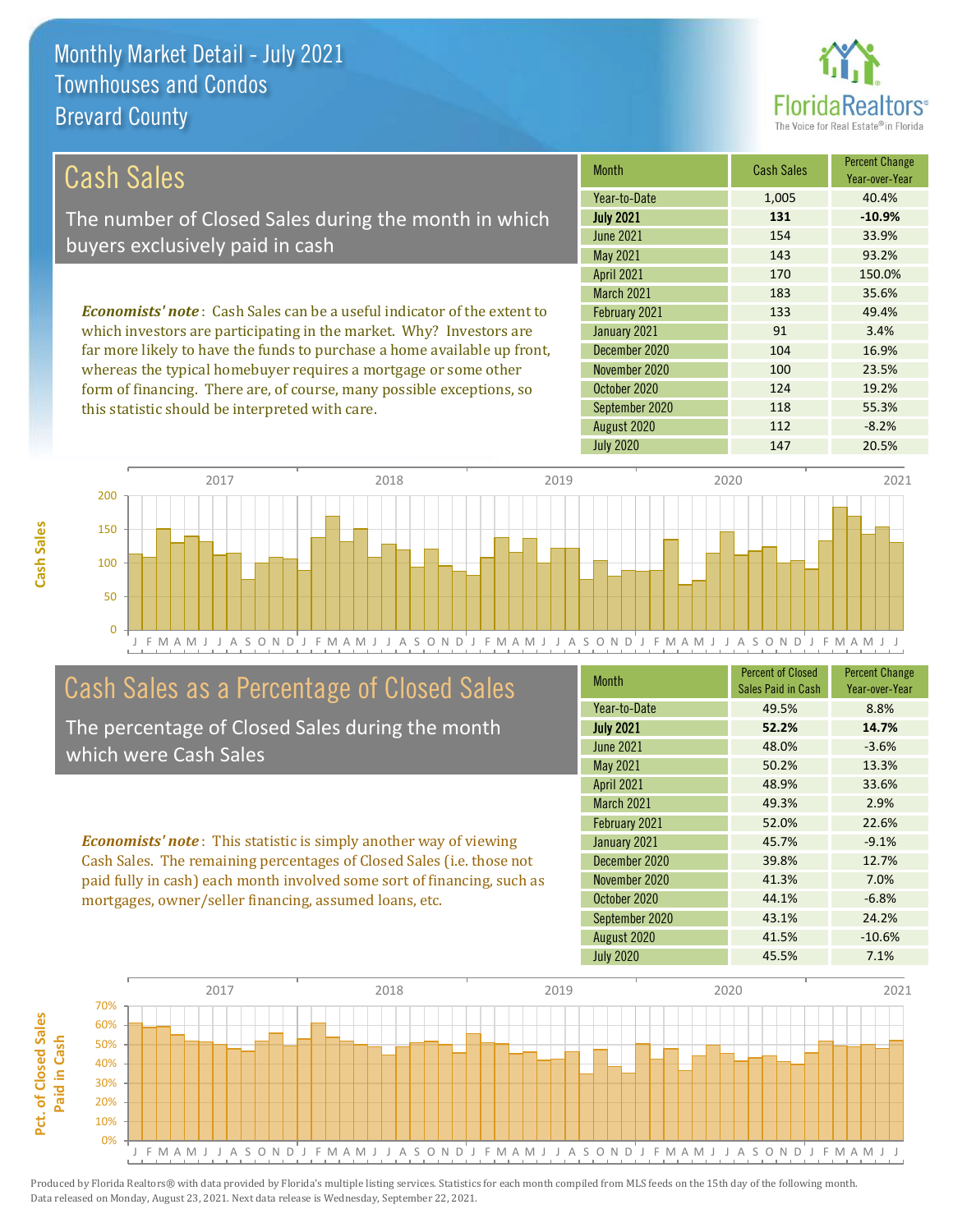# Monthly Market Detail - July 2021
## Townhouses and Condos
## Brevard County

## Cash Sales

The number of Closed Sales during the month in which buyers exclusively paid in cash

*Economists' note*: Cash Sales can be a useful indicator of the extent to which investors are participating in the market. Why? Investors are far more likely to have the funds to purchase a home available up front, whereas the typical homebuyer requires a mortgage or some other form of financing. There are, of course, many possible exceptions, so this statistic should be interpreted with care.

| Month | Cash Sales | Percent Change Year-over-Year |
|---|---|---|
| Year-to-Date | 1,005 | 40.4% |
| **July 2021** | **131** | **-10.9%** |
| June 2021 | 154 | 33.9% |
| May 2021 | 143 | 93.2% |
| April 2021 | 170 | 150.0% |
| March 2021 | 183 | 35.6% |
| February 2021 | 133 | 49.4% |
| January 2021 | 91 | 3.4% |
| December 2020 | 104 | 16.9% |
| November 2020 | 100 | 23.5% |
| October 2020 | 124 | 19.2% |
| September 2020 | 118 | 55.3% |
| August 2020 | 112 | -8.2% |
| July 2020 | 147 | 20.5% |

## Cash Sales as a Percentage of Closed Sales

The percentage of Closed Sales during the month which were Cash Sales

*Economists' note*: This statistic is simply another way of viewing Cash Sales. The remaining percentages of Closed Sales (i.e. those not paid fully in cash) each month involved some sort of financing, such as mortgages, owner/seller financing, assumed loans, etc.

| Month | Percent of Closed Sales Paid in Cash | Percent Change Year-over-Year |
|---|---|---|
| Year-to-Date | 49.5% | 8.8% |
| **July 2021** | **52.2%** | **14.7%** |
| June 2021 | 48.0% | -3.6% |
| May 2021 | 50.2% | 13.3% |
| April 2021 | 48.9% | 33.6% |
| March 2021 | 49.3% | 2.9% |
| February 2021 | 52.0% | 22.6% |
| January 2021 | 45.7% | -9.1% |
| December 2020 | 39.8% | 12.7% |
| November 2020 | 41.3% | 7.0% |
| October 2020 | 44.1% | -6.8% |
| September 2020 | 43.1% | 24.2% |
| August 2020 | 41.5% | -10.6% |
| July 2020 | 45.5% | 7.1% |

Produced by Florida Realtors® with data provided by Florida's multiple listing services. Statistics for each month compiled from MLS feeds on the 15th day of the following month. Data released on Monday, August 23, 2021. Next data release is Wednesday, September 22, 2021.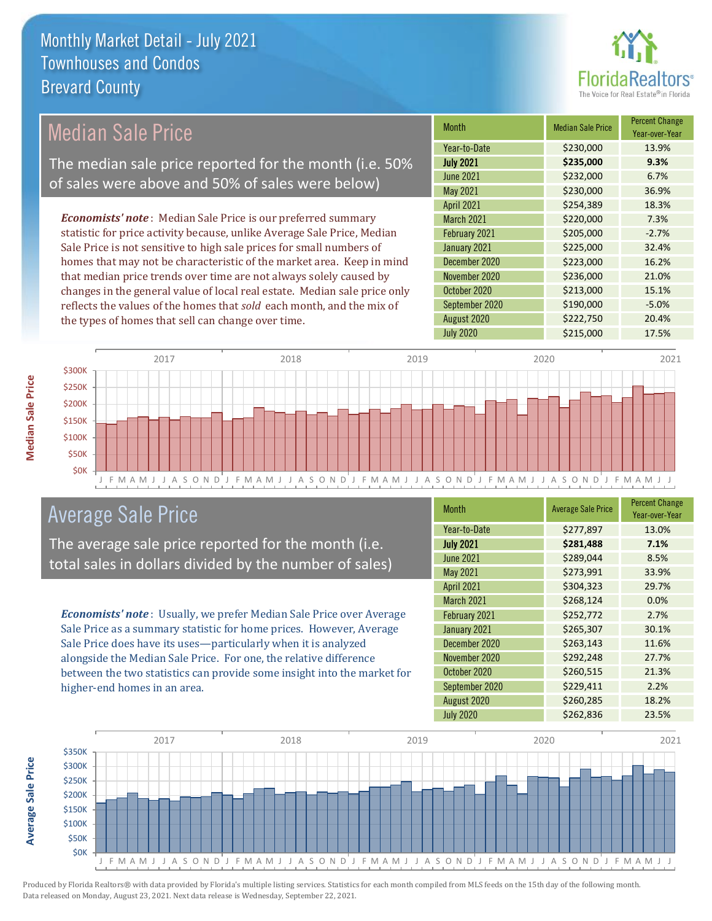# Monthly Market Detail - July 2021
## Townhouses and Condos
## Brevard County

## Median Sale Price

The median sale price reported for the month (i.e. 50% of sales were above and 50% of sales were below)

***Economists' note***: Median Sale Price is our preferred summary statistic for price activity because, unlike Average Sale Price, Median Sale Price is not sensitive to high sale prices for small numbers of homes that may not be characteristic of the market area. Keep in mind that median price trends over time are not always solely caused by changes in the general value of local real estate. Median sale price only reflects the values of the homes that *sold* each month, and the mix of the types of homes that sell can change over time.

| Month | Median Sale Price | Percent Change Year-over-Year |
|---|---|---|
| Year-to-Date | $230,000 | 13.9% |
| **July 2021** | **$235,000** | **9.3%** |
| June 2021 | $232,000 | 6.7% |
| May 2021 | $230,000 | 36.9% |
| April 2021 | $254,389 | 18.3% |
| March 2021 | $220,000 | 7.3% |
| February 2021 | $205,000 | -2.7% |
| January 2021 | $225,000 | 32.4% |
| December 2020 | $223,000 | 16.2% |
| November 2020 | $236,000 | 21.0% |
| October 2020 | $213,000 | 15.1% |
| September 2020 | $190,000 | -5.0% |
| August 2020 | $222,750 | 20.4% |
| July 2020 | $215,000 | 17.5% |

## Average Sale Price

The average sale price reported for the month (i.e. total sales in dollars divided by the number of sales)

***Economists' note***: Usually, we prefer Median Sale Price over Average Sale Price as a summary statistic for home prices. However, Average Sale Price does have its uses—particularly when it is analyzed alongside the Median Sale Price. For one, the relative difference between the two statistics can provide some insight into the market for higher-end homes in an area.

| Month | Average Sale Price | Percent Change Year-over-Year |
|---|---|---|
| Year-to-Date | $277,897 | 13.0% |
| **July 2021** | **$281,488** | **7.1%** |
| June 2021 | $289,044 | 8.5% |
| May 2021 | $273,991 | 33.9% |
| April 2021 | $304,323 | 29.7% |
| March 2021 | $268,124 | 0.0% |
| February 2021 | $252,772 | 2.7% |
| January 2021 | $265,307 | 30.1% |
| December 2020 | $263,143 | 11.6% |
| November 2020 | $292,248 | 27.7% |
| October 2020 | $260,515 | 21.3% |
| September 2020 | $229,411 | 2.2% |
| August 2020 | $260,285 | 18.2% |
| July 2020 | $262,836 | 23.5% |

Produced by Florida Realtors® with data provided by Florida's multiple listing services. Statistics for each month compiled from MLS feeds on the 15th day of the following month. Data released on Monday, August 23, 2021. Next data release is Wednesday, September 22, 2021.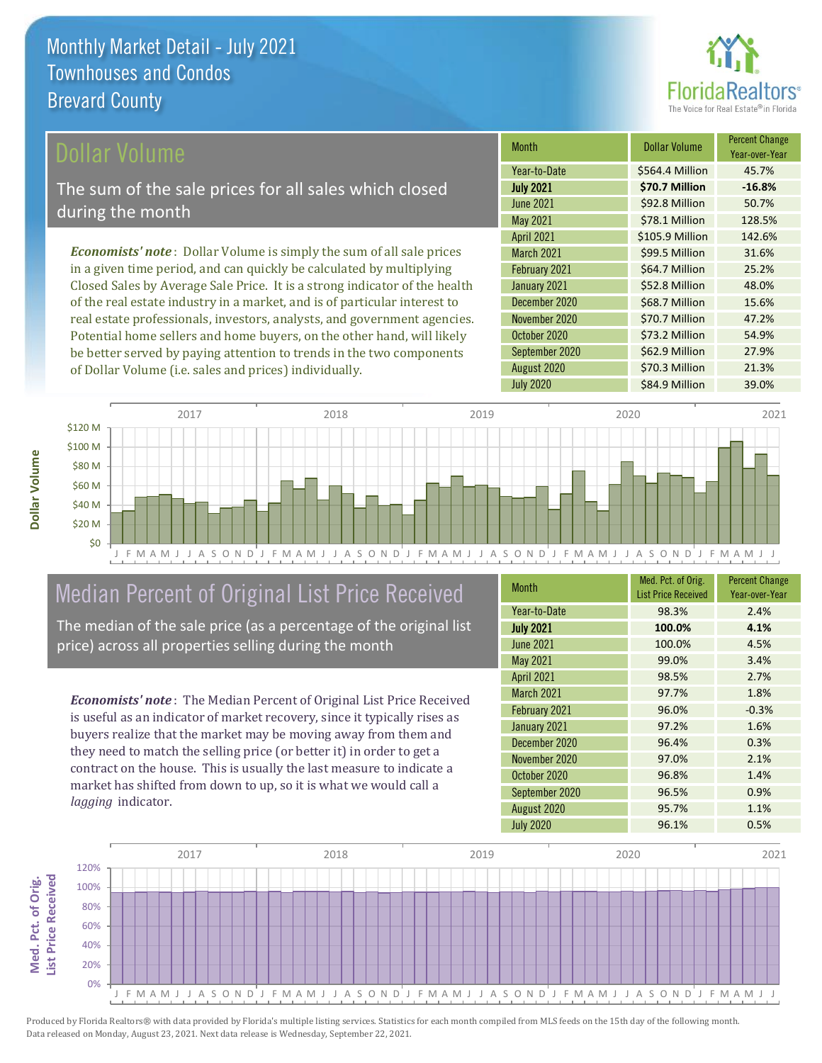# Monthly Market Detail - July 2021
## Townhouses and Condos
## Brevard County

## Dollar Volume

The sum of the sale prices for all sales which closed during the month

*Economists' note*: Dollar Volume is simply the sum of all sale prices in a given time period, and can quickly be calculated by multiplying Closed Sales by Average Sale Price. It is a strong indicator of the health of the real estate industry in a market, and is of particular interest to real estate professionals, investors, analysts, and government agencies. Potential home sellers and home buyers, on the other hand, will likely be better served by paying attention to trends in the two components of Dollar Volume (i.e. sales and prices) individually.

| Month | Dollar Volume | Percent Change Year-over-Year |
|---|---|---|
| Year-to-Date | $564.4 Million | 45.7% |
| **July 2021** | **$70.7 Million** | **-16.8%** |
| June 2021 | $92.8 Million | 50.7% |
| May 2021 | $78.1 Million | 128.5% |
| April 2021 | $105.9 Million | 142.6% |
| March 2021 | $99.5 Million | 31.6% |
| February 2021 | $64.7 Million | 25.2% |
| January 2021 | $52.8 Million | 48.0% |
| December 2020 | $68.7 Million | 15.6% |
| November 2020 | $70.7 Million | 47.2% |
| October 2020 | $73.2 Million | 54.9% |
| September 2020 | $62.9 Million | 27.9% |
| August 2020 | $70.3 Million | 21.3% |
| July 2020 | $84.9 Million | 39.0% |

## Median Percent of Original List Price Received

The median of the sale price (as a percentage of the original list price) across all properties selling during the month

*Economists' note*: The Median Percent of Original List Price Received is useful as an indicator of market recovery, since it typically rises as buyers realize that the market may be moving away from them and they need to match the selling price (or better it) in order to get a contract on the house. This is usually the last measure to indicate a market has shifted from down to up, so it is what we would call a *lagging* indicator.

| Month | Med. Pct. of Orig. List Price Received | Percent Change Year-over-Year |
|---|---|---|
| Year-to-Date | 98.3% | 2.4% |
| **July 2021** | **100.0%** | **4.1%** |
| June 2021 | 100.0% | 4.5% |
| May 2021 | 99.0% | 3.4% |
| April 2021 | 98.5% | 2.7% |
| March 2021 | 97.7% | 1.8% |
| February 2021 | 96.0% | -0.3% |
| January 2021 | 97.2% | 1.6% |
| December 2020 | 96.4% | 0.3% |
| November 2020 | 97.0% | 2.1% |
| October 2020 | 96.8% | 1.4% |
| September 2020 | 96.5% | 0.9% |
| August 2020 | 95.7% | 1.1% |
| July 2020 | 96.1% | 0.5% |

Produced by Florida Realtors® with data provided by Florida's multiple listing services. Statistics for each month compiled from MLS feeds on the 15th day of the following month. Data released on Monday, August 23, 2021. Next data release is Wednesday, September 22, 2021.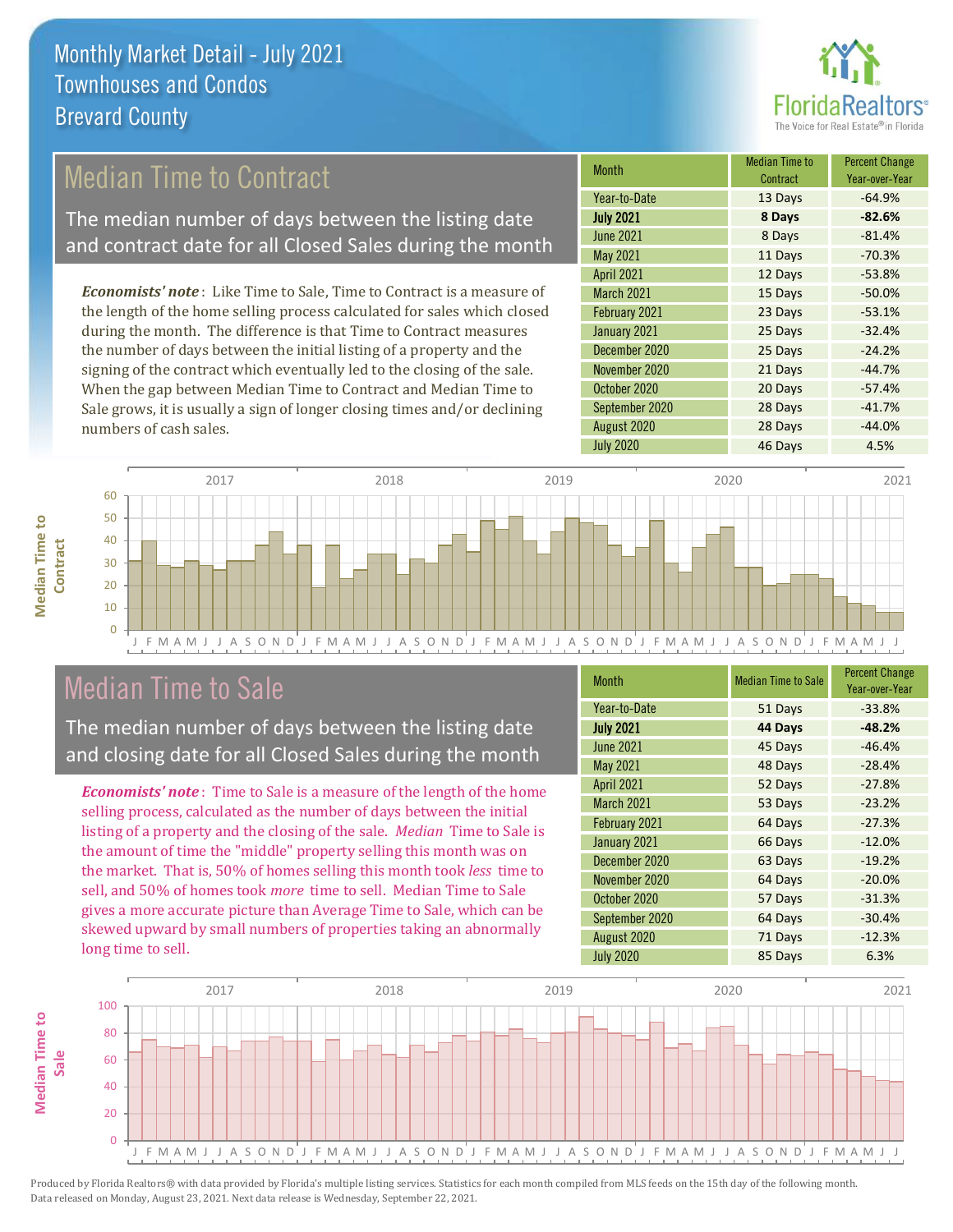# Monthly Market Detail - July 2021
## Townhouses and Condos
## Brevard County

## Median Time to Contract

The median number of days between the listing date and contract date for all Closed Sales during the month

*Economists' note*: Like Time to Sale, Time to Contract is a measure of the length of the home selling process calculated for sales which closed during the month. The difference is that Time to Contract measures the number of days between the initial listing of a property and the signing of the contract which eventually led to the closing of the sale. When the gap between Median Time to Contract and Median Time to Sale grows, it is usually a sign of longer closing times and/or declining numbers of cash sales.

| Month | Median Time to Contract | Percent Change Year-over-Year |
|---|---|---|
| Year-to-Date | 13 Days | -64.9% |
| **July 2021** | **8 Days** | **-82.6%** |
| June 2021 | 8 Days | -81.4% |
| May 2021 | 11 Days | -70.3% |
| April 2021 | 12 Days | -53.8% |
| March 2021 | 15 Days | -50.0% |
| February 2021 | 23 Days | -53.1% |
| January 2021 | 25 Days | -32.4% |
| December 2020 | 25 Days | -24.2% |
| November 2020 | 21 Days | -44.7% |
| October 2020 | 20 Days | -57.4% |
| September 2020 | 28 Days | -41.7% |
| August 2020 | 28 Days | -44.0% |
| July 2020 | 46 Days | 4.5% |

## Median Time to Sale

The median number of days between the listing date and closing date for all Closed Sales during the month

*Economists' note*: Time to Sale is a measure of the length of the home selling process, calculated as the number of days between the initial listing of a property and the closing of the sale. *Median* Time to Sale is the amount of time the "middle" property selling this month was on the market. That is, 50% of homes selling this month took *less* time to sell, and 50% of homes took *more* time to sell. Median Time to Sale gives a more accurate picture than Average Time to Sale, which can be skewed upward by small numbers of properties taking an abnormally long time to sell.

| Month | Median Time to Sale | Percent Change Year-over-Year |
|---|---|---|
| Year-to-Date | 51 Days | -33.8% |
| **July 2021** | **44 Days** | **-48.2%** |
| June 2021 | 45 Days | -46.4% |
| May 2021 | 48 Days | -28.4% |
| April 2021 | 52 Days | -27.8% |
| March 2021 | 53 Days | -23.2% |
| February 2021 | 64 Days | -27.3% |
| January 2021 | 66 Days | -12.0% |
| December 2020 | 63 Days | -19.2% |
| November 2020 | 64 Days | -20.0% |
| October 2020 | 57 Days | -31.3% |
| September 2020 | 64 Days | -30.4% |
| August 2020 | 71 Days | -12.3% |
| July 2020 | 85 Days | 6.3% |

Produced by Florida Realtors® with data provided by Florida's multiple listing services. Statistics for each month compiled from MLS feeds on the 15th day of the following month. Data released on Monday, August 23, 2021. Next data release is Wednesday, September 22, 2021.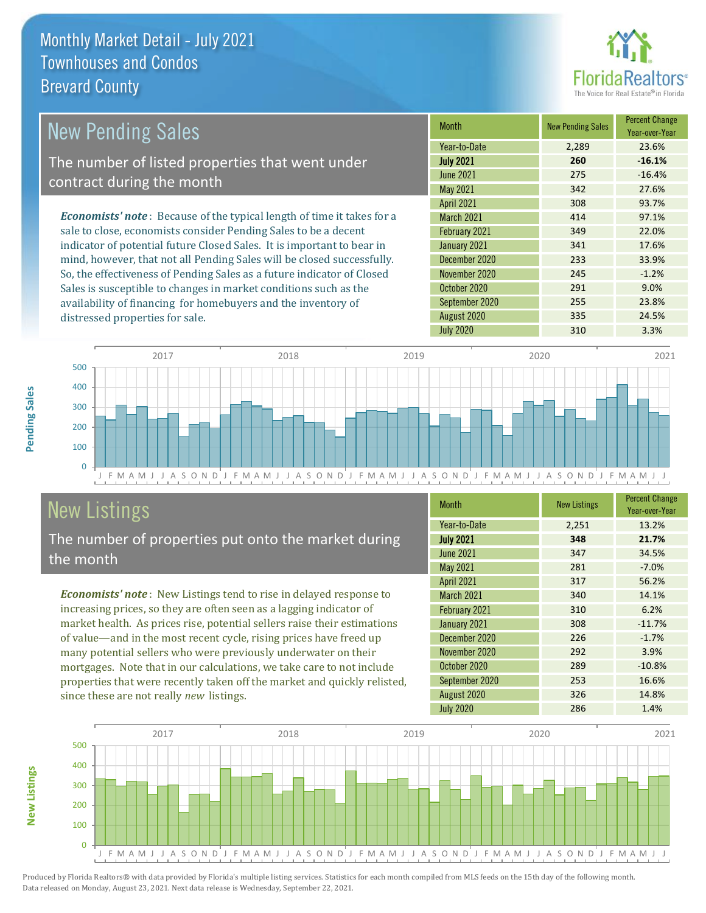# Monthly Market Detail - July 2021
## Townhouses and Condos
## Brevard County

## New Pending Sales

The number of listed properties that went under contract during the month

*Economists' note*: Because of the typical length of time it takes for a sale to close, economists consider Pending Sales to be a decent indicator of potential future Closed Sales. It is important to bear in mind, however, that not all Pending Sales will be closed successfully. So, the effectiveness of Pending Sales as a future indicator of Closed Sales is susceptible to changes in market conditions such as the availability of financing for homebuyers and the inventory of distressed properties for sale.

| Month | New Pending Sales | Percent Change Year-over-Year |
|---|---|---|
| Year-to-Date | 2,289 | 23.6% |
| **July 2021** | **260** | **-16.1%** |
| June 2021 | 275 | -16.4% |
| May 2021 | 342 | 27.6% |
| April 2021 | 308 | 93.7% |
| March 2021 | 414 | 97.1% |
| February 2021 | 349 | 22.0% |
| January 2021 | 341 | 17.6% |
| December 2020 | 233 | 33.9% |
| November 2020 | 245 | -1.2% |
| October 2020 | 291 | 9.0% |
| September 2020 | 255 | 23.8% |
| August 2020 | 335 | 24.5% |
| July 2020 | 310 | 3.3% |

## New Listings

The number of properties put onto the market during the month

*Economists' note*: New Listings tend to rise in delayed response to increasing prices, so they are often seen as a lagging indicator of market health. As prices rise, potential sellers raise their estimations of value—and in the most recent cycle, rising prices have freed up many potential sellers who were previously underwater on their mortgages. Note that in our calculations, we take care to not include properties that were recently taken off the market and quickly relisted, since these are not really *new* listings.

| Month | New Listings | Percent Change Year-over-Year |
|---|---|---|
| Year-to-Date | 2,251 | 13.2% |
| **July 2021** | **348** | **21.7%** |
| June 2021 | 347 | 34.5% |
| May 2021 | 281 | -7.0% |
| April 2021 | 317 | 56.2% |
| March 2021 | 340 | 14.1% |
| February 2021 | 310 | 6.2% |
| January 2021 | 308 | -11.7% |
| December 2020 | 226 | -1.7% |
| November 2020 | 292 | 3.9% |
| October 2020 | 289 | -10.8% |
| September 2020 | 253 | 16.6% |
| August 2020 | 326 | 14.8% |
| July 2020 | 286 | 1.4% |

Produced by Florida Realtors® with data provided by Florida's multiple listing services. Statistics for each month compiled from MLS feeds on the 15th day of the following month. Data released on Monday, August 23, 2021. Next data release is Wednesday, September 22, 2021.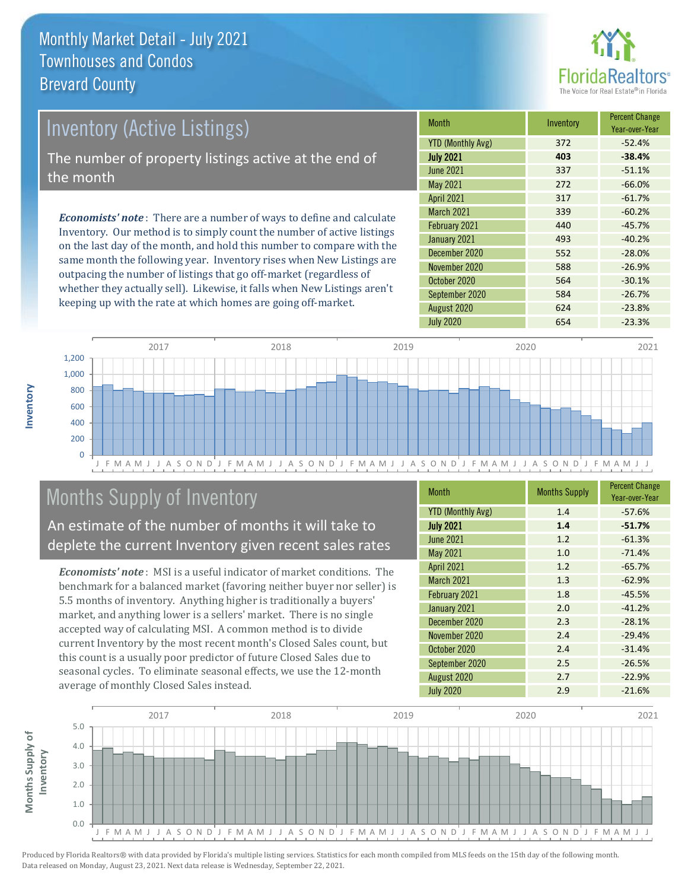# Monthly Market Detail - July 2021
## Townhouses and Condos
## Brevard County

## Inventory (Active Listings)

The number of property listings active at the end of the month

*Economists' note*: There are a number of ways to define and calculate Inventory. Our method is to simply count the number of active listings on the last day of the month, and hold this number to compare with the same month the following year. Inventory rises when New Listings are outpacing the number of listings that go off-market (regardless of whether they actually sell). Likewise, it falls when New Listings aren't keeping up with the rate at which homes are going off-market.

| Month | Inventory | Percent Change Year-over-Year |
|---|---|---|
| YTD (Monthly Avg) | 372 | -52.4% |
| **July 2021** | **403** | **-38.4%** |
| June 2021 | 337 | -51.1% |
| May 2021 | 272 | -66.0% |
| April 2021 | 317 | -61.7% |
| March 2021 | 339 | -60.2% |
| February 2021 | 440 | -45.7% |
| January 2021 | 493 | -40.2% |
| December 2020 | 552 | -28.0% |
| November 2020 | 588 | -26.9% |
| October 2020 | 564 | -30.1% |
| September 2020 | 584 | -26.7% |
| August 2020 | 624 | -23.8% |
| July 2020 | 654 | -23.3% |

## Months Supply of Inventory

An estimate of the number of months it will take to deplete the current Inventory given recent sales rates

*Economists' note*: MSI is a useful indicator of market conditions. The benchmark for a balanced market (favoring neither buyer nor seller) is 5.5 months of inventory. Anything higher is traditionally a buyers' market, and anything lower is a sellers' market. There is no single accepted way of calculating MSI. A common method is to divide current Inventory by the most recent month's Closed Sales count, but this count is a usually poor predictor of future Closed Sales due to seasonal cycles. To eliminate seasonal effects, we use the 12-month average of monthly Closed Sales instead.

| Month | Months Supply | Percent Change Year-over-Year |
|---|---|---|
| YTD (Monthly Avg) | 1.4 | -57.6% |
| **July 2021** | **1.4** | **-51.7%** |
| June 2021 | 1.2 | -61.3% |
| May 2021 | 1.0 | -71.4% |
| April 2021 | 1.2 | -65.7% |
| March 2021 | 1.3 | -62.9% |
| February 2021 | 1.8 | -45.5% |
| January 2021 | 2.0 | -41.2% |
| December 2020 | 2.3 | -28.1% |
| November 2020 | 2.4 | -29.4% |
| October 2020 | 2.4 | -31.4% |
| September 2020 | 2.5 | -26.5% |
| August 2020 | 2.7 | -22.9% |
| July 2020 | 2.9 | -21.6% |

Produced by Florida Realtors® with data provided by Florida's multiple listing services. Statistics for each month compiled from MLS feeds on the 15th day of the following month. Data released on Monday, August 23, 2021. Next data release is Wednesday, September 22, 2021.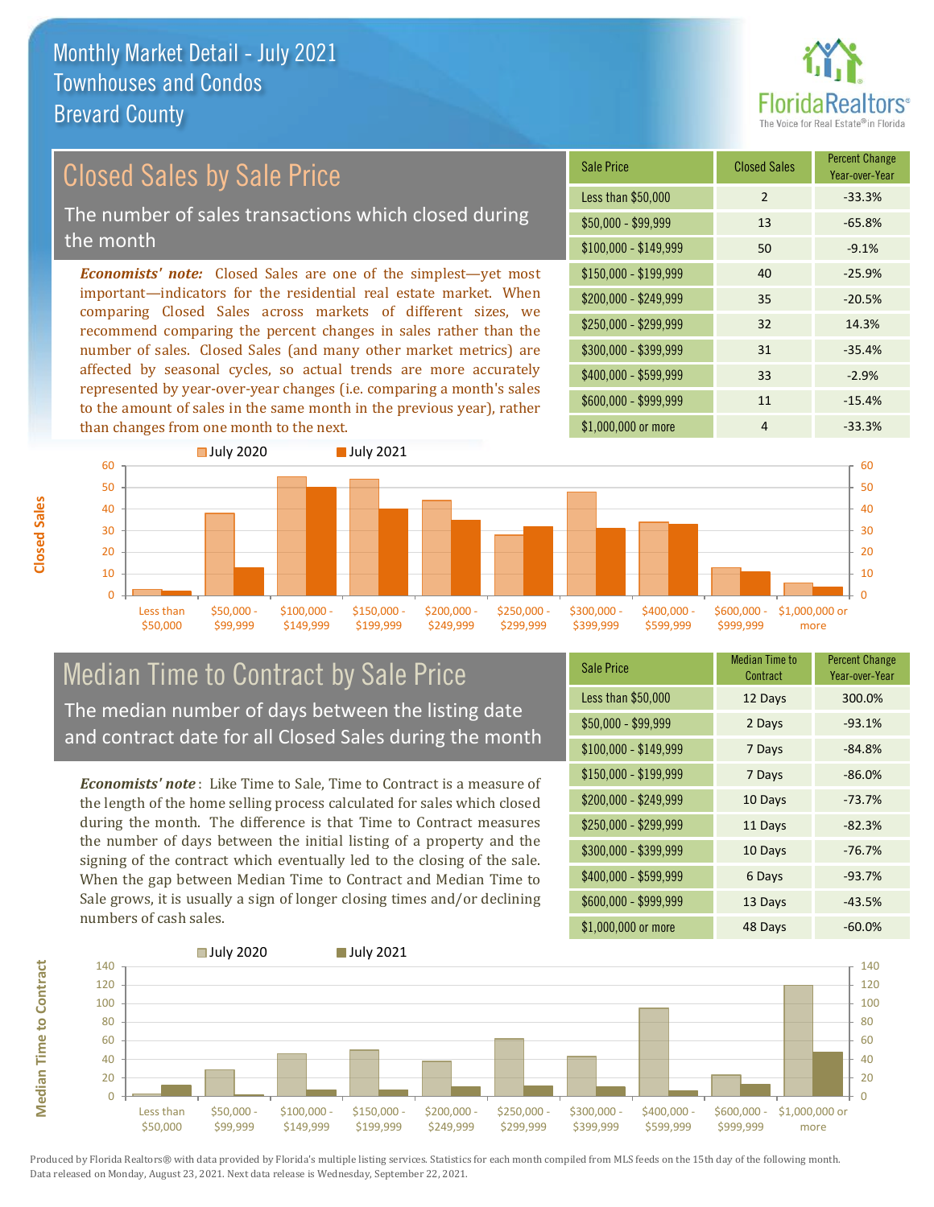# Monthly Market Detail - July 2021
## Townhouses and Condos
## Brevard County

## Closed Sales by Sale Price

The number of sales transactions which closed during the month

***Economists' note:*** Closed Sales are one of the simplest—yet most important—indicators for the residential real estate market. When comparing Closed Sales across markets of different sizes, we recommend comparing the percent changes in sales rather than the number of sales. Closed Sales (and many other market metrics) are affected by seasonal cycles, so actual trends are more accurately represented by year-over-year changes (i.e. comparing a month's sales to the amount of sales in the same month in the previous year), rather than changes from one month to the next.

| Sale Price | Closed Sales | Percent Change Year-over-Year |
|---|---|---|
| Less than $50,000 | 2 | -33.3% |
| $50,000 - $99,999 | 13 | -65.8% |
| $100,000 - $149,999 | 50 | -9.1% |
| $150,000 - $199,999 | 40 | -25.9% |
| $200,000 - $249,999 | 35 | -20.5% |
| $250,000 - $299,999 | 32 | 14.3% |
| $300,000 - $399,999 | 31 | -35.4% |
| $400,000 - $599,999 | 33 | -2.9% |
| $600,000 - $999,999 | 11 | -15.4% |
| $1,000,000 or more | 4 | -33.3% |

## Median Time to Contract by Sale Price

The median number of days between the listing date and contract date for all Closed Sales during the month

***Economists' note***: Like Time to Sale, Time to Contract is a measure of the length of the home selling process calculated for sales which closed during the month. The difference is that Time to Contract measures the number of days between the initial listing of a property and the signing of the contract which eventually led to the closing of the sale. When the gap between Median Time to Contract and Median Time to Sale grows, it is usually a sign of longer closing times and/or declining numbers of cash sales.

| Sale Price | Median Time to Contract | Percent Change Year-over-Year |
|---|---|---|
| Less than $50,000 | 12 Days | 300.0% |
| $50,000 - $99,999 | 2 Days | -93.1% |
| $100,000 - $149,999 | 7 Days | -84.8% |
| $150,000 - $199,999 | 7 Days | -86.0% |
| $200,000 - $249,999 | 10 Days | -73.7% |
| $250,000 - $299,999 | 11 Days | -82.3% |
| $300,000 - $399,999 | 10 Days | -76.7% |
| $400,000 - $599,999 | 6 Days | -93.7% |
| $600,000 - $999,999 | 13 Days | -43.5% |
| $1,000,000 or more | 48 Days | -60.0% |

Produced by Florida Realtors® with data provided by Florida's multiple listing services. Statistics for each month compiled from MLS feeds on the 15th day of the following month. Data released on Monday, August 23, 2021. Next data release is Wednesday, September 22, 2021.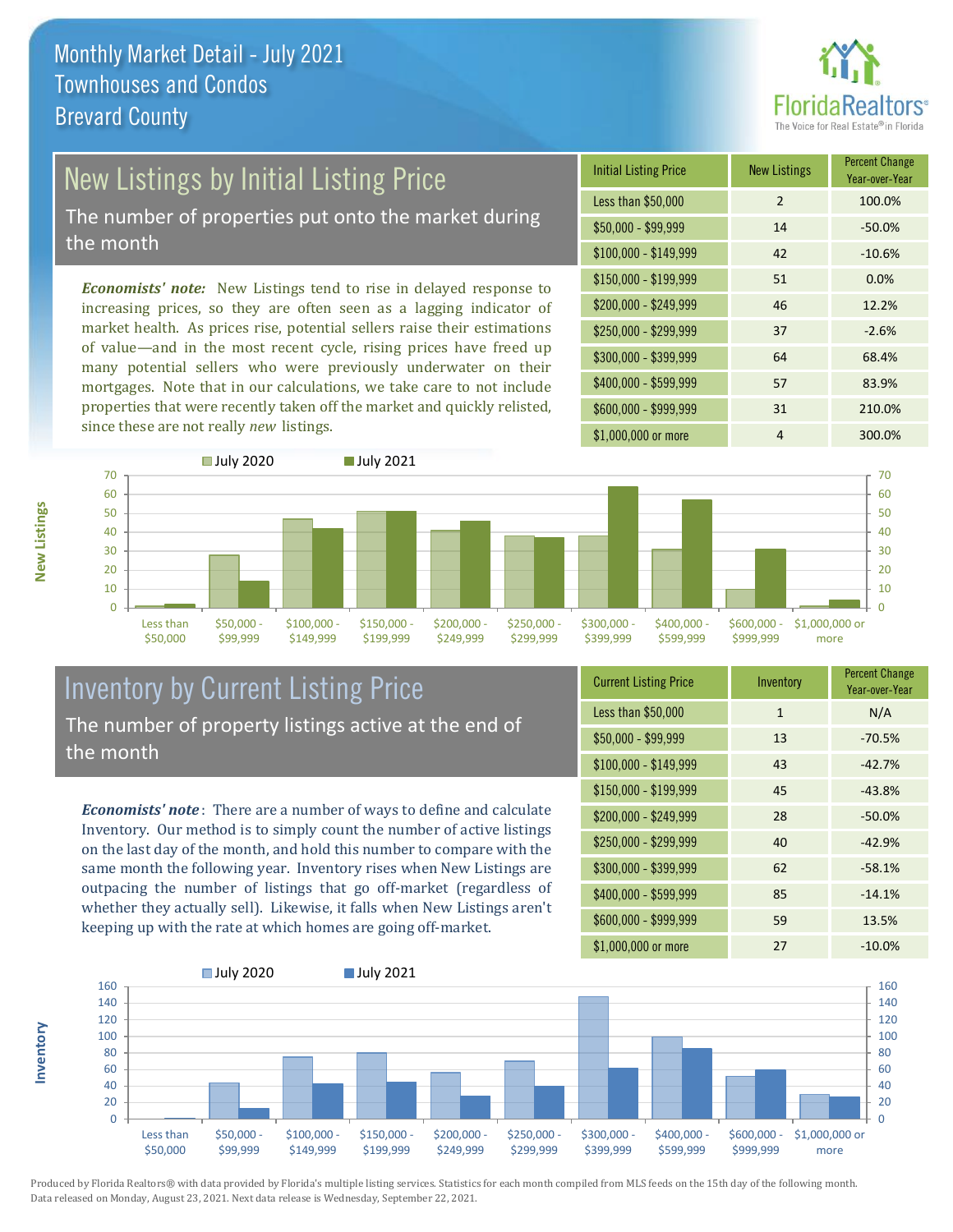# Monthly Market Detail - July 2021
## Townhouses and Condos
## Brevard County

## New Listings by Initial Listing Price

The number of properties put onto the market during the month

*Economists' note:* New Listings tend to rise in delayed response to increasing prices, so they are often seen as a lagging indicator of market health. As prices rise, potential sellers raise their estimations of value—and in the most recent cycle, rising prices have freed up many potential sellers who were previously underwater on their mortgages. Note that in our calculations, we take care to not include properties that were recently taken off the market and quickly relisted, since these are not really *new* listings.

| Initial Listing Price | New Listings | Percent Change Year-over-Year |
|---|---|---|
| Less than $50,000 | 2 | 100.0% |
| $50,000 - $99,999 | 14 | -50.0% |
| $100,000 - $149,999 | 42 | -10.6% |
| $150,000 - $199,999 | 51 | 0.0% |
| $200,000 - $249,999 | 46 | 12.2% |
| $250,000 - $299,999 | 37 | -2.6% |
| $300,000 - $399,999 | 64 | 68.4% |
| $400,000 - $599,999 | 57 | 83.9% |
| $600,000 - $999,999 | 31 | 210.0% |
| $1,000,000 or more | 4 | 300.0% |

## Inventory by Current Listing Price

The number of property listings active at the end of the month

*Economists' note*: There are a number of ways to define and calculate Inventory. Our method is to simply count the number of active listings on the last day of the month, and hold this number to compare with the same month the following year. Inventory rises when New Listings are outpacing the number of listings that go off-market (regardless of whether they actually sell). Likewise, it falls when New Listings aren't keeping up with the rate at which homes are going off-market.

| Current Listing Price | Inventory | Percent Change Year-over-Year |
|---|---|---|
| Less than $50,000 | 1 | N/A |
| $50,000 - $99,999 | 13 | -70.5% |
| $100,000 - $149,999 | 43 | -42.7% |
| $150,000 - $199,999 | 45 | -43.8% |
| $200,000 - $249,999 | 28 | -50.0% |
| $250,000 - $299,999 | 40 | -42.9% |
| $300,000 - $399,999 | 62 | -58.1% |
| $400,000 - $599,999 | 85 | -14.1% |
| $600,000 - $999,999 | 59 | 13.5% |
| $1,000,000 or more | 27 | -10.0% |

Produced by Florida Realtors® with data provided by Florida's multiple listing services. Statistics for each month compiled from MLS feeds on the 15th day of the following month. Data released on Monday, August 23, 2021. Next data release is Wednesday, September 22, 2021.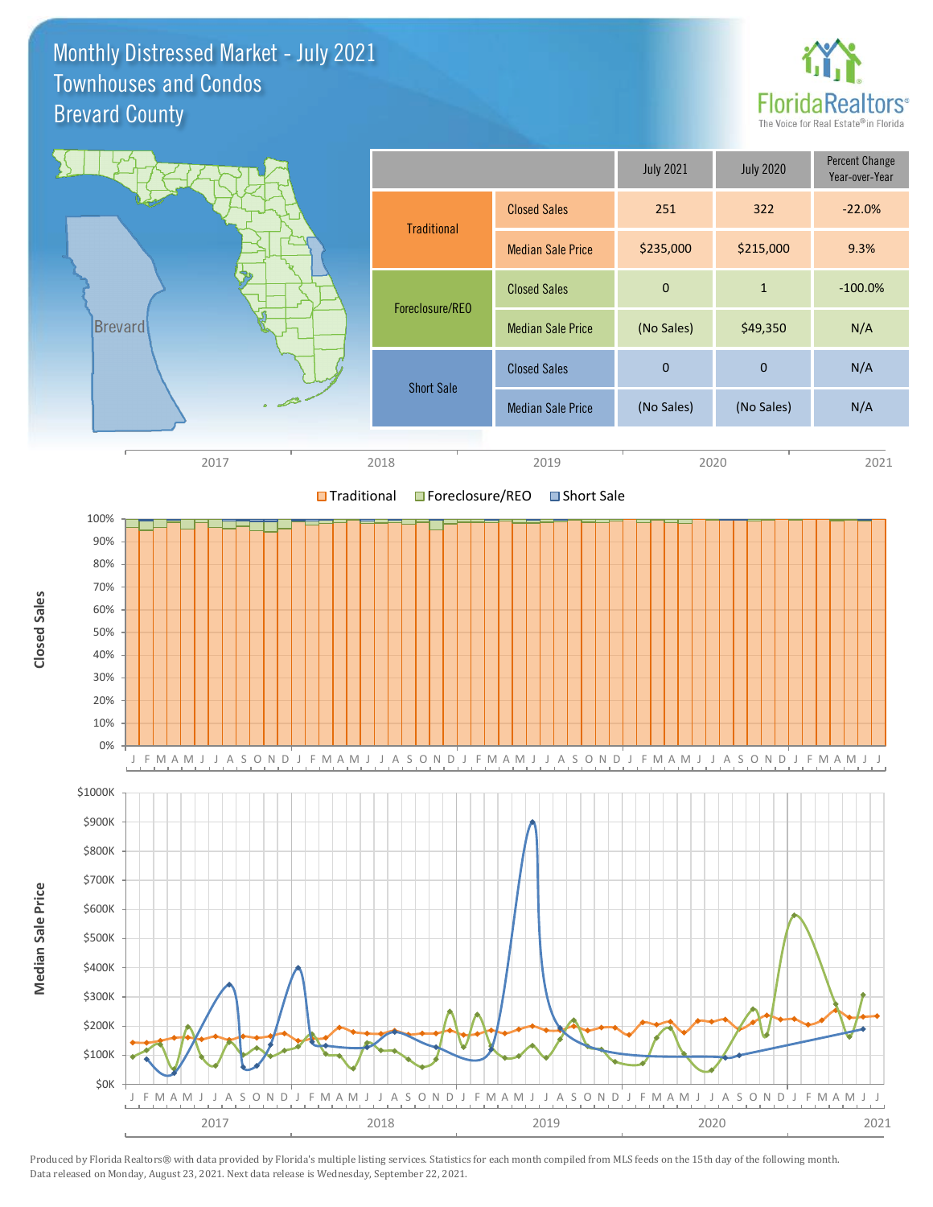# Monthly Distressed Market - July 2021
## Townhouses and Condos
## Brevard County

FloridaRealtors®
The Voice for Real Estate® in Florida

Brevard

| | | July 2021 | July 2020 | Percent Change Year-over-Year |
|---|---|---|---|---|
| Traditional | Closed Sales | 251 | 322 | -22.0% |
| | Median Sale Price | $235,000 | $215,000 | 9.3% |
| Foreclosure/REO | Closed Sales | 0 | 1 | -100.0% |
| | Median Sale Price | (No Sales) | $49,350 | N/A |
| Short Sale | Closed Sales | 0 | 0 | N/A |
| | Median Sale Price | (No Sales) | (No Sales) | N/A |

2017 2018 2019 2020 2021

Traditional Foreclosure/REO Short Sale

Closed Sales

100% 90% 80% 70% 60% 50% 40% 30% 20% 10% 0%

J F M A M J J A S O N D J F M A M J J A S O N D J F M A M J J A S O N D J F M A M J J A S O N D J F M A M J J

Median Sale Price

$1000K $900K $800K $700K $600K $500K $400K $300K $200K $100K $0K

J F M A M J J A S O N D J F M A M J J A S O N D J F M A M J J A S O N D J F M A M J J A S O N D J F M A M J J

2017 2018 2019 2020 2021

Produced by Florida Realtors® with data provided by Florida's multiple listing services. Statistics for each month compiled from MLS feeds on the 15th day of the following month. Data released on Monday, August 23, 2021. Next data release is Wednesday, September 22, 2021.